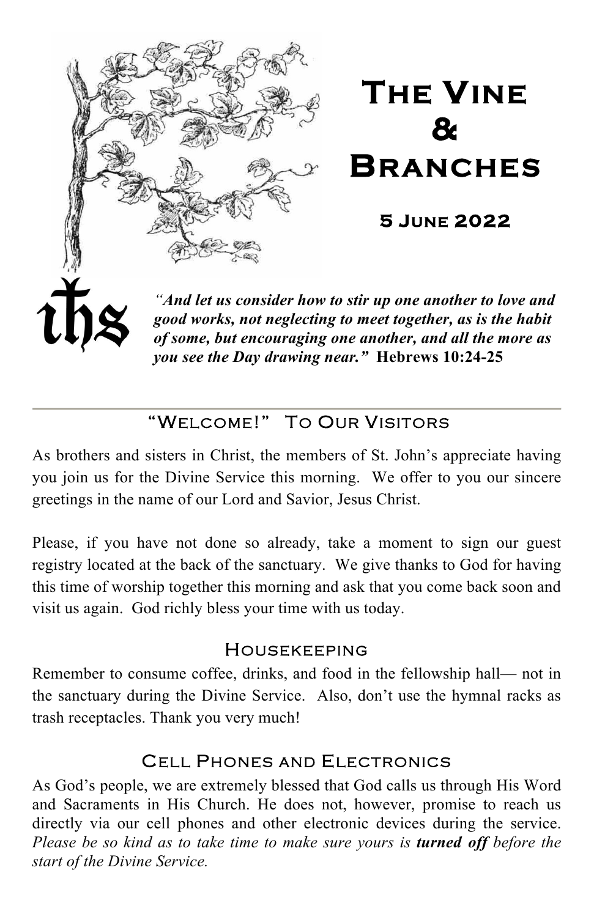# The Vine & Branches

## 5 June 2022

ihs

***"And let us consider how to stir up one another to love and good works, not neglecting to meet together, as is the habit of some, but encouraging one another, and all the more as you see the Day drawing near."*** **Hebrews 10:24-25**

---

## "Welcome!" To Our Visitors

As brothers and sisters in Christ, the members of St. John's appreciate having you join us for the Divine Service this morning. We offer to you our sincere greetings in the name of our Lord and Savior, Jesus Christ.

Please, if you have not done so already, take a moment to sign our guest registry located at the back of the sanctuary. We give thanks to God for having this time of worship together this morning and ask that you come back soon and visit us again. God richly bless your time with us today.

## Housekeeping

Remember to consume coffee, drinks, and food in the fellowship hall— not in the sanctuary during the Divine Service. Also, don't use the hymnal racks as trash receptacles. Thank you very much!

## Cell Phones and Electronics

As God's people, we are extremely blessed that God calls us through His Word and Sacraments in His Church. He does not, however, promise to reach us directly via our cell phones and other electronic devices during the service. *Please be so kind as to take time to make sure yours is **turned off** before the start of the Divine Service.*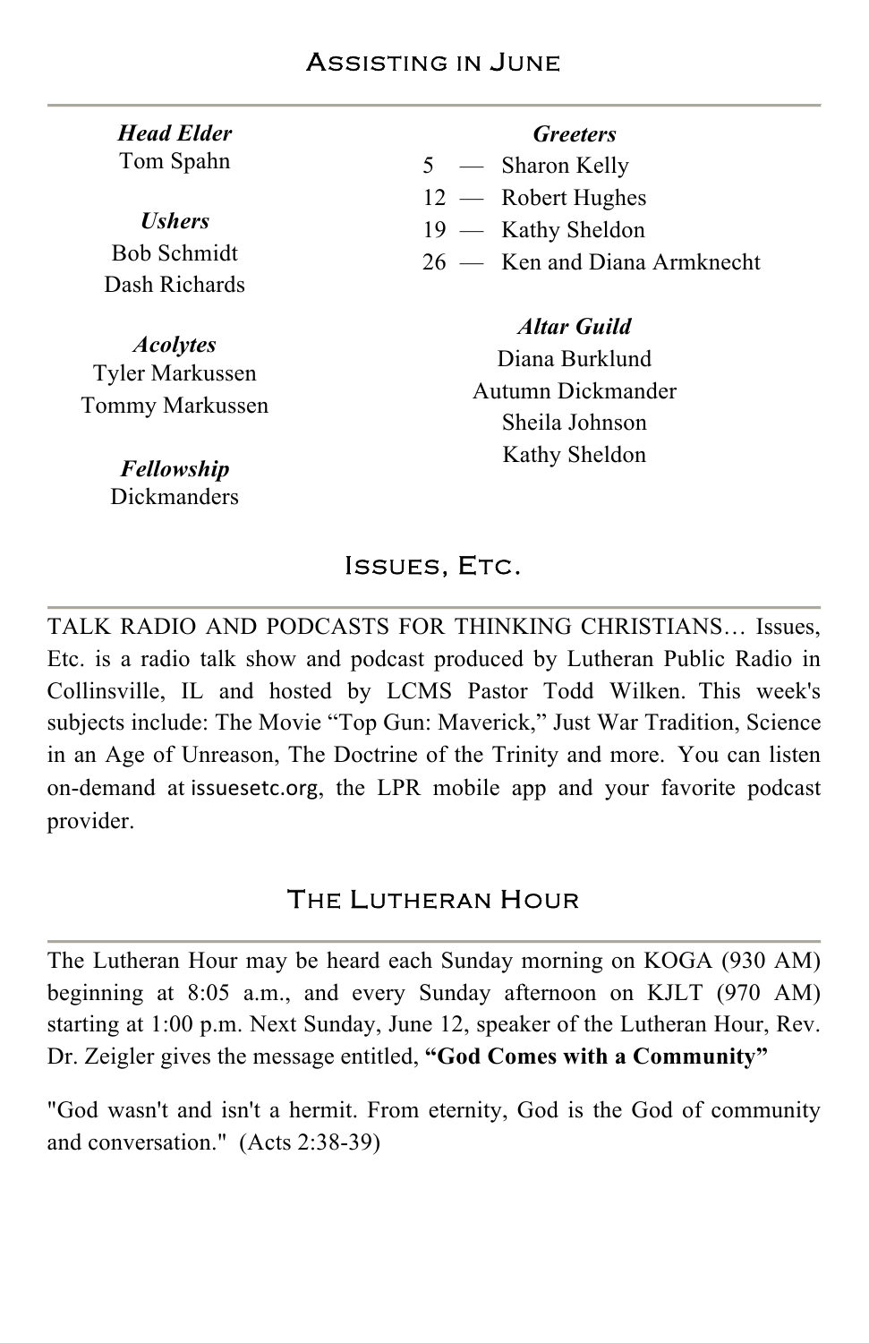## Assisting in June

***Head Elder***
Tom Spahn

***Ushers***
Bob Schmidt
Dash Richards

***Acolytes***
Tyler Markussen
Tommy Markussen

***Fellowship***
Dickmanders

***Greeters***
5 — Sharon Kelly
12 — Robert Hughes
19 — Kathy Sheldon
26 — Ken and Diana Armknecht

***Altar Guild***
Diana Burklund
Autumn Dickmander
Sheila Johnson
Kathy Sheldon

## Issues, Etc.

TALK RADIO AND PODCASTS FOR THINKING CHRISTIANS… Issues, Etc. is a radio talk show and podcast produced by Lutheran Public Radio in Collinsville, IL and hosted by LCMS Pastor Todd Wilken. This week's subjects include: The Movie "Top Gun: Maverick," Just War Tradition, Science in an Age of Unreason, The Doctrine of the Trinity and more. You can listen on-demand at issuesetc.org, the LPR mobile app and your favorite podcast provider.

## The Lutheran Hour

The Lutheran Hour may be heard each Sunday morning on KOGA (930 AM) beginning at 8:05 a.m., and every Sunday afternoon on KJLT (970 AM) starting at 1:00 p.m. Next Sunday, June 12, speaker of the Lutheran Hour, Rev. Dr. Zeigler gives the message entitled, **"God Comes with a Community"**

"God wasn't and isn't a hermit. From eternity, God is the God of community and conversation." (Acts 2:38-39)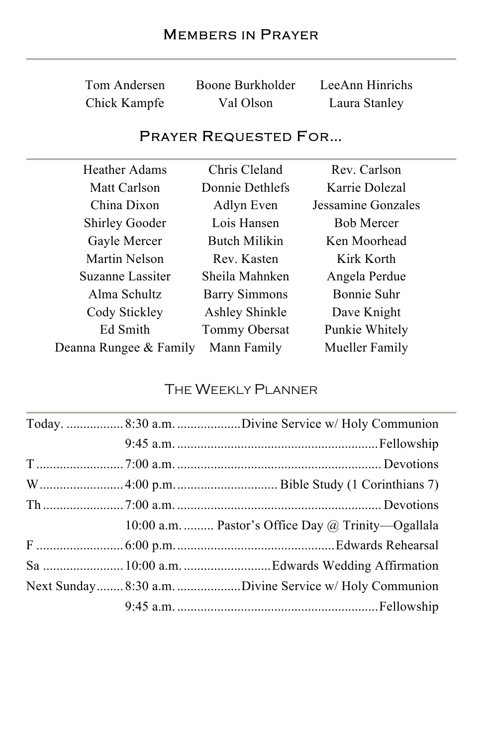## Members in Prayer

| | | |
|---|---|---|
| Tom Andersen | Boone Burkholder | LeeAnn Hinrichs |
| Chick Kampfe | Val Olson | Laura Stanley |

## Prayer Requested For...

| | | |
|---|---|---|
| Heather Adams | Chris Cleland | Rev. Carlson |
| Matt Carlson | Donnie Dethlefs | Karrie Dolezal |
| China Dixon | Adlyn Even | Jessamine Gonzales |
| Shirley Gooder | Lois Hansen | Bob Mercer |
| Gayle Mercer | Butch Milikin | Ken Moorhead |
| Martin Nelson | Rev. Kasten | Kirk Korth |
| Suzanne Lassiter | Sheila Mahnken | Angela Perdue |
| Alma Schultz | Barry Simmons | Bonnie Suhr |
| Cody Stickley | Ashley Shinkle | Dave Knight |
| Ed Smith | Tommy Obersat | Punkie Whitely |
| Deanna Rungee & Family | Mann Family | Mueller Family |

## The Weekly Planner

| | | |
|---|---|---|
| Today. | 8:30 a.m. | Divine Service w/ Holy Communion |
| | 9:45 a.m. | Fellowship |
| T | 7:00 a.m. | Devotions |
| W | 4:00 p.m. | Bible Study (1 Corinthians 7) |
| Th | 7:00 a.m. | Devotions |
| | 10:00 a.m. | Pastor's Office Day @ Trinity—Ogallala |
| F | 6:00 p.m. | Edwards Rehearsal |
| Sa | 10:00 a.m. | Edwards Wedding Affirmation |
| Next Sunday | 8:30 a.m. | Divine Service w/ Holy Communion |
| | 9:45 a.m. | Fellowship |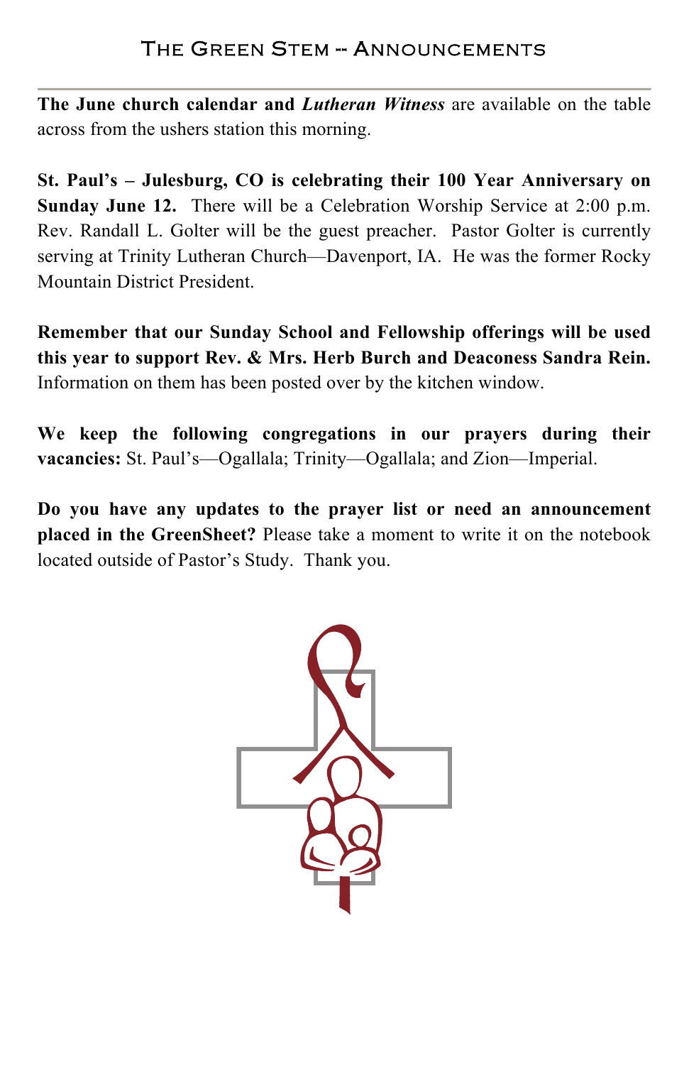# The Green Stem -- Announcements

**The June church calendar and *Lutheran Witness*** are available on the table across from the ushers station this morning.

**St. Paul's – Julesburg, CO is celebrating their 100 Year Anniversary on Sunday June 12.** There will be a Celebration Worship Service at 2:00 p.m. Rev. Randall L. Golter will be the guest preacher. Pastor Golter is currently serving at Trinity Lutheran Church—Davenport, IA. He was the former Rocky Mountain District President.

**Remember that our Sunday School and Fellowship offerings will be used this year to support Rev. & Mrs. Herb Burch and Deaconess Sandra Rein.** Information on them has been posted over by the kitchen window.

**We keep the following congregations in our prayers during their vacancies:** St. Paul's—Ogallala; Trinity—Ogallala; and Zion—Imperial.

**Do you have any updates to the prayer list or need an announcement placed in the GreenSheet?** Please take a moment to write it on the notebook located outside of Pastor's Study. Thank you.